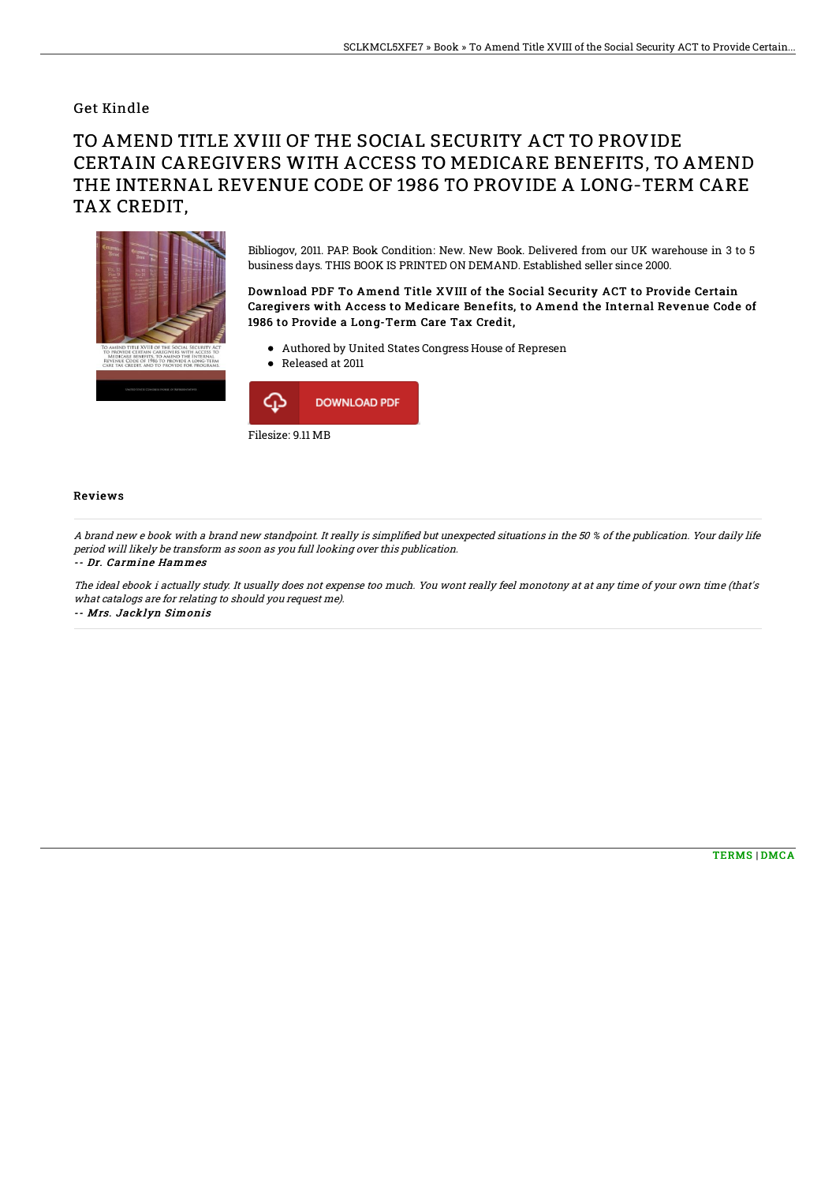Get Kindle

# TO AMEND TITLE XVIII OF THE SOCIAL SECURITY ACT TO PROVIDE CERTAIN CAREGIVERS WITH ACCESS TO MEDICARE BENEFITS, TO AMEND THE INTERNAL REVENUE CODE OF 1986 TO PROVIDE A LONG-TERM CARE TAX CREDIT,

Bibliogov, 2011. PAP. Book Condition: New. New Book. Delivered from our UK warehouse in 3 to 5 business days. THIS BOOK IS PRINTED ON DEMAND. Established seller since 2000.

**Download PDF To Amend Title XVIII of the Social Security ACT to Provide Certain Caregivers with Access to Medicare Benefits, to Amend the Internal Revenue Code of 1986 to Provide a Long-Term Care Tax Credit,**

- Authored by United States Congress House of Represen
- Released at 2011

DOWNLOAD PDF

Filesize: 9.11 MB

## Reviews

*A brand new e book with a brand new standpoint. It really is simplified but unexpected situations in the 50 % of the publication. Your daily life period will likely be transform as soon as you full looking over this publication.*

*-- Dr. Carmine Hammes*

*The ideal ebook i actually study. It usually does not expense too much. You wont really feel monotony at at any time of your own time (that's what catalogs are for relating to should you request me).*

*-- Mrs. Jacklyn Simonis*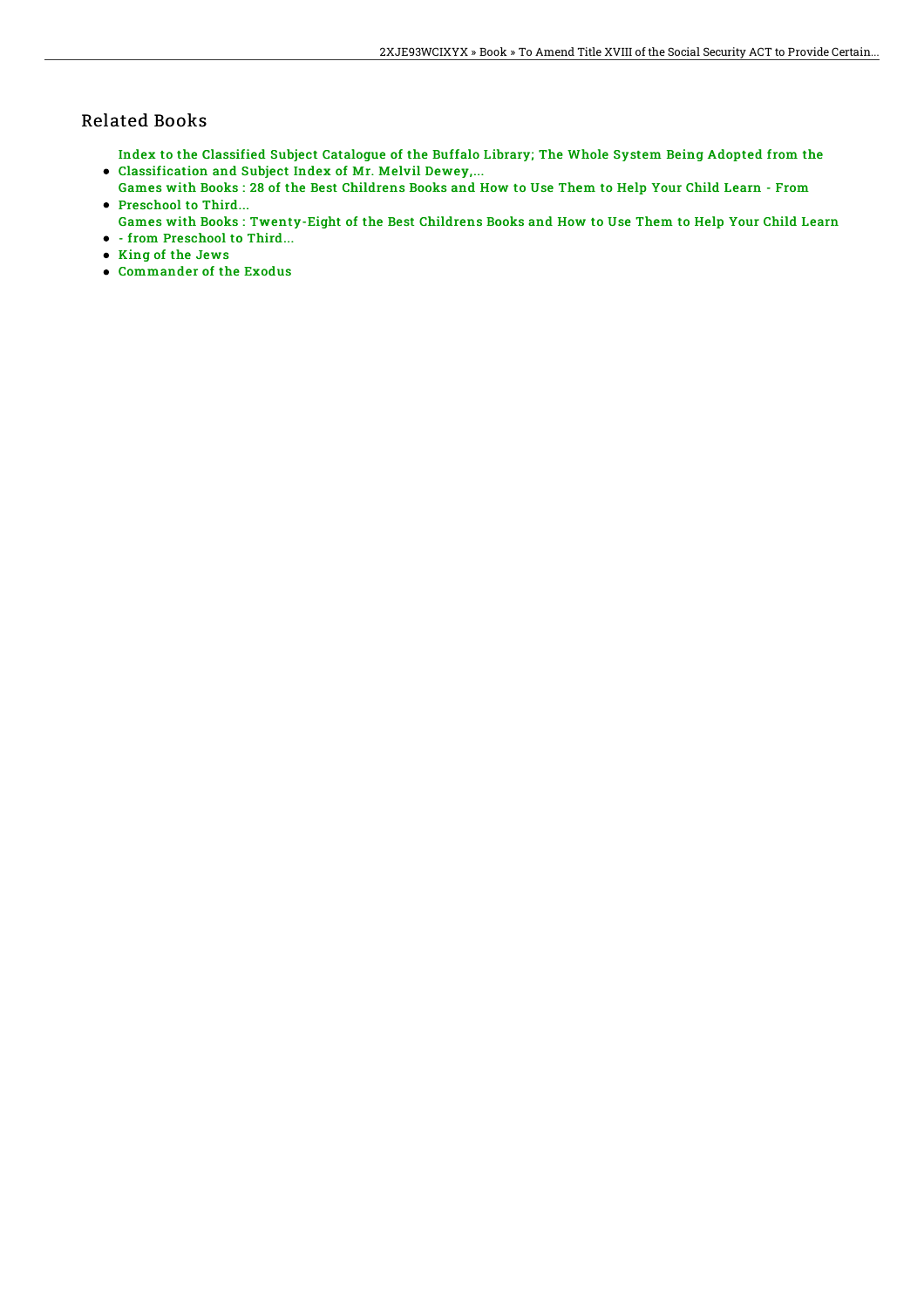## Related Books

- Index to the Classified Subject Catalogue of the Buffalo Library; The Whole System Being Adopted from the Classification and Subject Index of Mr. Melvil Dewey,...
- Games with Books : 28 of the Best Childrens Books and How to Use Them to Help Your Child Learn - From Preschool to Third...
- Games with Books : Twenty-Eight of the Best Childrens Books and How to Use Them to Help Your Child Learn - from Preschool to Third...
- King of the Jews
- Commander of the Exodus